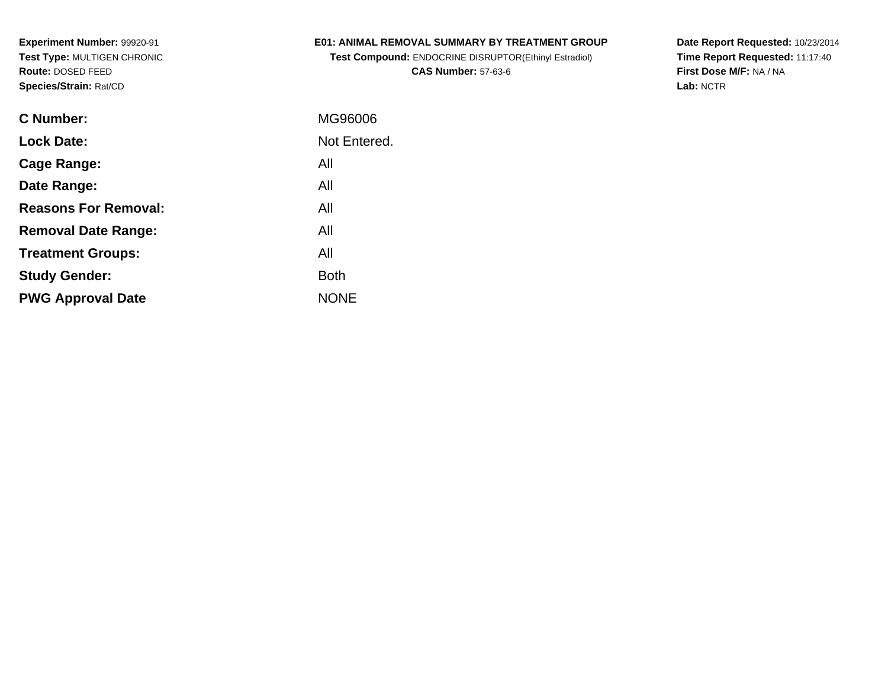**Experiment Number:** 99920-91
**Test Type:** MULTIGEN CHRONIC
**Route:** DOSED FEED
**Species/Strain:** Rat/CD

**E01: ANIMAL REMOVAL SUMMARY BY TREATMENT GROUP**
**Test Compound:** ENDOCRINE DISRUPTOR(Ethinyl Estradiol)
**CAS Number:** 57-63-6

**Date Report Requested:** 10/23/2014
**Time Report Requested:** 11:17:40
**First Dose M/F:** NA / NA
**Lab:** NCTR

| | |
|---|---|
| **C Number:** | MG96006 |
| **Lock Date:** | Not Entered. |
| **Cage Range:** | All |
| **Date Range:** | All |
| **Reasons For Removal:** | All |
| **Removal Date Range:** | All |
| **Treatment Groups:** | All |
| **Study Gender:** | Both |
| **PWG Approval Date** | NONE |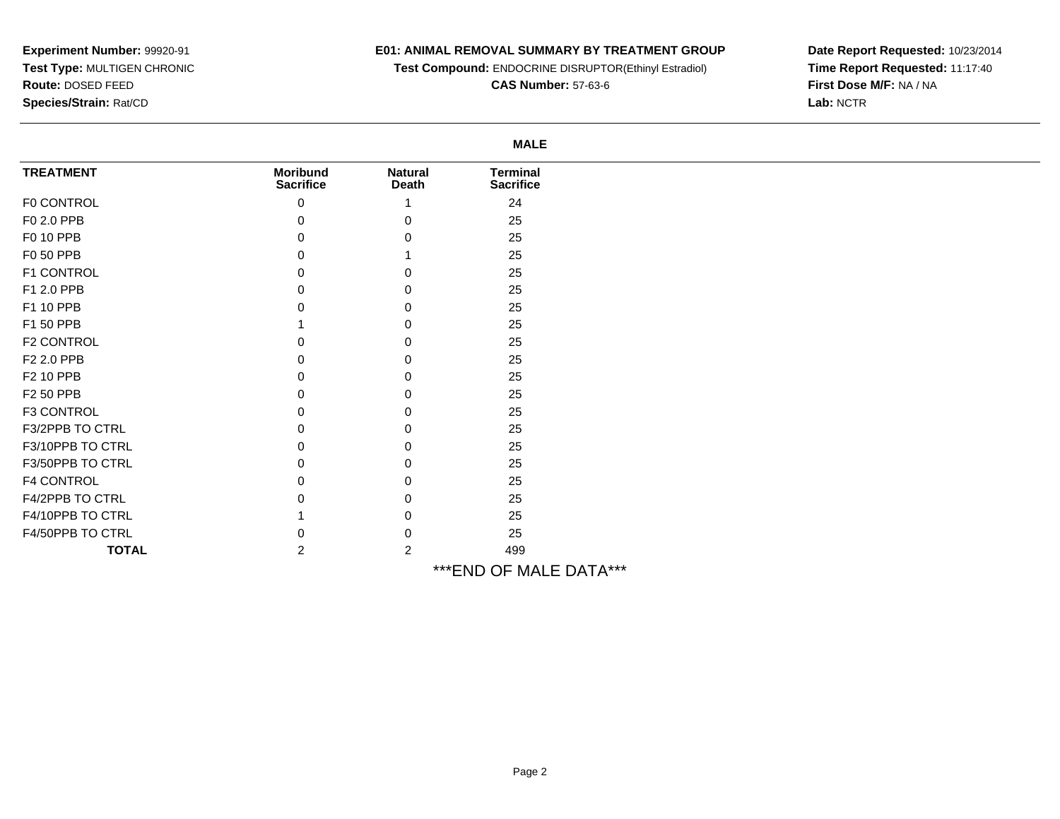**Experiment Number:** 99920-91
**Test Type:** MULTIGEN CHRONIC
**Route:** DOSED FEED
**Species/Strain:** Rat/CD

**E01: ANIMAL REMOVAL SUMMARY BY TREATMENT GROUP**
**Test Compound:** ENDOCRINE DISRUPTOR(Ethinyl Estradiol)
**CAS Number:** 57-63-6

**Date Report Requested:** 10/23/2014
**Time Report Requested:** 11:17:40
**First Dose M/F:** NA / NA
**Lab:** NCTR

**MALE**

| TREATMENT | Moribund Sacrifice | Natural Death | Terminal Sacrifice |
|---|---|---|---|
| F0 CONTROL | 0 | 1 | 24 |
| F0 2.0 PPB | 0 | 0 | 25 |
| F0 10 PPB | 0 | 0 | 25 |
| F0 50 PPB | 0 | 1 | 25 |
| F1 CONTROL | 0 | 0 | 25 |
| F1 2.0 PPB | 0 | 0 | 25 |
| F1 10 PPB | 0 | 0 | 25 |
| F1 50 PPB | 1 | 0 | 25 |
| F2 CONTROL | 0 | 0 | 25 |
| F2 2.0 PPB | 0 | 0 | 25 |
| F2 10 PPB | 0 | 0 | 25 |
| F2 50 PPB | 0 | 0 | 25 |
| F3 CONTROL | 0 | 0 | 25 |
| F3/2PPB TO CTRL | 0 | 0 | 25 |
| F3/10PPB TO CTRL | 0 | 0 | 25 |
| F3/50PPB TO CTRL | 0 | 0 | 25 |
| F4 CONTROL | 0 | 0 | 25 |
| F4/2PPB TO CTRL | 0 | 0 | 25 |
| F4/10PPB TO CTRL | 1 | 0 | 25 |
| F4/50PPB TO CTRL | 0 | 0 | 25 |
| **TOTAL** | 2 | 2 | 499 |

***END OF MALE DATA***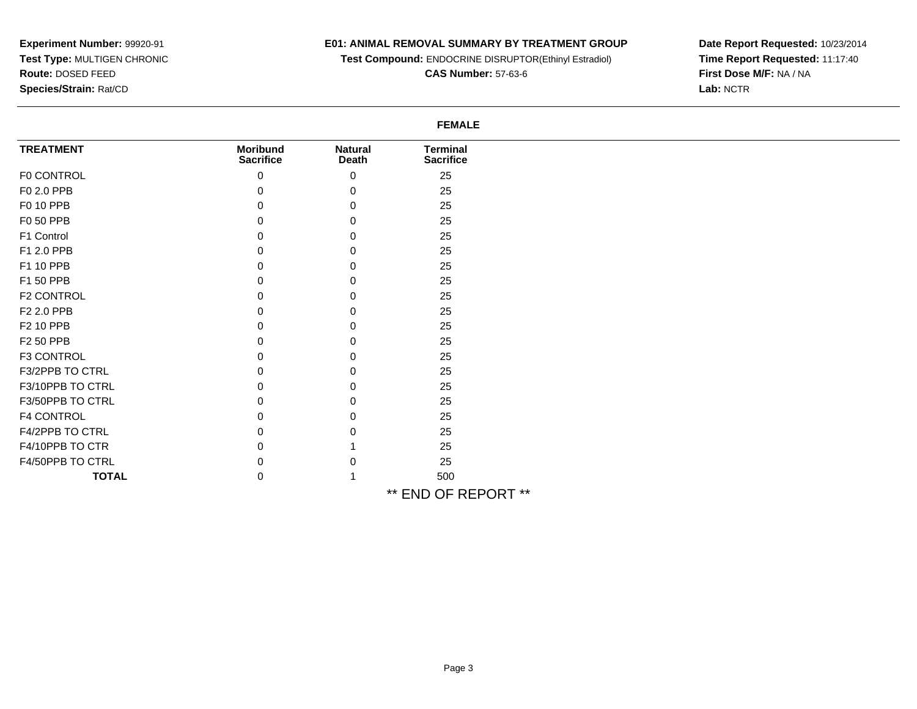**Experiment Number:** 99920-91
**Test Type:** MULTIGEN CHRONIC
**Route:** DOSED FEED
**Species/Strain:** Rat/CD

**E01: ANIMAL REMOVAL SUMMARY BY TREATMENT GROUP**
**Test Compound:** ENDOCRINE DISRUPTOR(Ethinyl Estradiol)
**CAS Number:** 57-63-6

**Date Report Requested:** 10/23/2014
**Time Report Requested:** 11:17:40
**First Dose M/F:** NA / NA
**Lab:** NCTR

**FEMALE**

| TREATMENT | Moribund Sacrifice | Natural Death | Terminal Sacrifice |
|---|---|---|---|
| F0 CONTROL | 0 | 0 | 25 |
| F0 2.0 PPB | 0 | 0 | 25 |
| F0 10 PPB | 0 | 0 | 25 |
| F0 50 PPB | 0 | 0 | 25 |
| F1 Control | 0 | 0 | 25 |
| F1 2.0 PPB | 0 | 0 | 25 |
| F1 10 PPB | 0 | 0 | 25 |
| F1 50 PPB | 0 | 0 | 25 |
| F2 CONTROL | 0 | 0 | 25 |
| F2 2.0 PPB | 0 | 0 | 25 |
| F2 10 PPB | 0 | 0 | 25 |
| F2 50 PPB | 0 | 0 | 25 |
| F3 CONTROL | 0 | 0 | 25 |
| F3/2PPB TO CTRL | 0 | 0 | 25 |
| F3/10PPB TO CTRL | 0 | 0 | 25 |
| F3/50PPB TO CTRL | 0 | 0 | 25 |
| F4 CONTROL | 0 | 0 | 25 |
| F4/2PPB TO CTRL | 0 | 0 | 25 |
| F4/10PPB TO CTR | 0 | 1 | 25 |
| F4/50PPB TO CTRL | 0 | 0 | 25 |
| **TOTAL** | 0 | 1 | 500 |

** END OF REPORT **